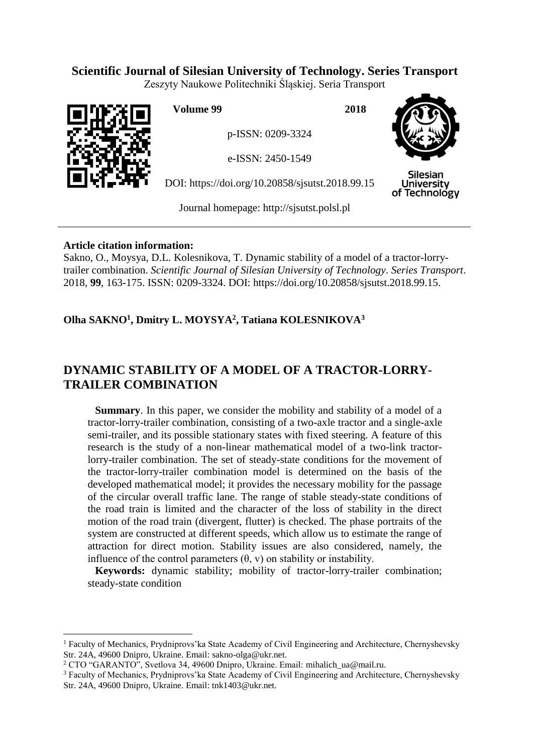**Scientific Journal of Silesian University of Technology. Series Transport**

Zeszyty Naukowe Politechniki Śląskiej. Seria Transport

**Volume 99** **2018**

p-ISSN: 0209-3324

e-ISSN: 2450-1549

DOI: https://doi.org/10.20858/sjsutst.2018.99.15

Journal homepage: http://sjsutst.polsl.pl

**Article citation information:**

Sakno, O., Moysya, D.L. Kolesnikova, T. Dynamic stability of a model of a tractor-lorry-trailer combination. *Scientific Journal of Silesian University of Technology. Series Transport*. 2018, **99**, 163-175. ISSN: 0209-3324. DOI: https://doi.org/10.20858/sjsutst.2018.99.15.

**Olha SAKNO[1], Dmitry L. MOYSYA[2], Tatiana KOLESNIKOVA[3]**

# DYNAMIC STABILITY OF A MODEL OF A TRACTOR-LORRY-TRAILER COMBINATION

**Summary**. In this paper, we consider the mobility and stability of a model of a tractor-lorry-trailer combination, consisting of a two-axle tractor and a single-axle semi-trailer, and its possible stationary states with fixed steering. A feature of this research is the study of a non-linear mathematical model of a two-link tractor-lorry-trailer combination. The set of steady-state conditions for the movement of the tractor-lorry-trailer combination model is determined on the basis of the developed mathematical model; it provides the necessary mobility for the passage of the circular overall traffic lane. The range of stable steady-state conditions of the road train is limited and the character of the loss of stability in the direct motion of the road train (divergent, flutter) is checked. The phase portraits of the system are constructed at different speeds, which allow us to estimate the range of attraction for direct motion. Stability issues are also considered, namely, the influence of the control parameters ($\theta$, $v$) on stability or instability.

**Keywords:** dynamic stability; mobility of tractor-lorry-trailer combination; steady-state condition

---

[1] Faculty of Mechanics, Prydniprovs'ka State Academy of Civil Engineering and Architecture, Chernyshevsky Str. 24A, 49600 Dnipro, Ukraine. Email: sakno-olga@ukr.net.

[2] CTO "GARANTO", Svetlova 34, 49600 Dnipro, Ukraine. Email: mihalich_ua@mail.ru.

[3] Faculty of Mechanics, Prydniprovs'ka State Academy of Civil Engineering and Architecture, Chernyshevsky Str. 24A, 49600 Dnipro, Ukraine. Email: tnk1403@ukr.net.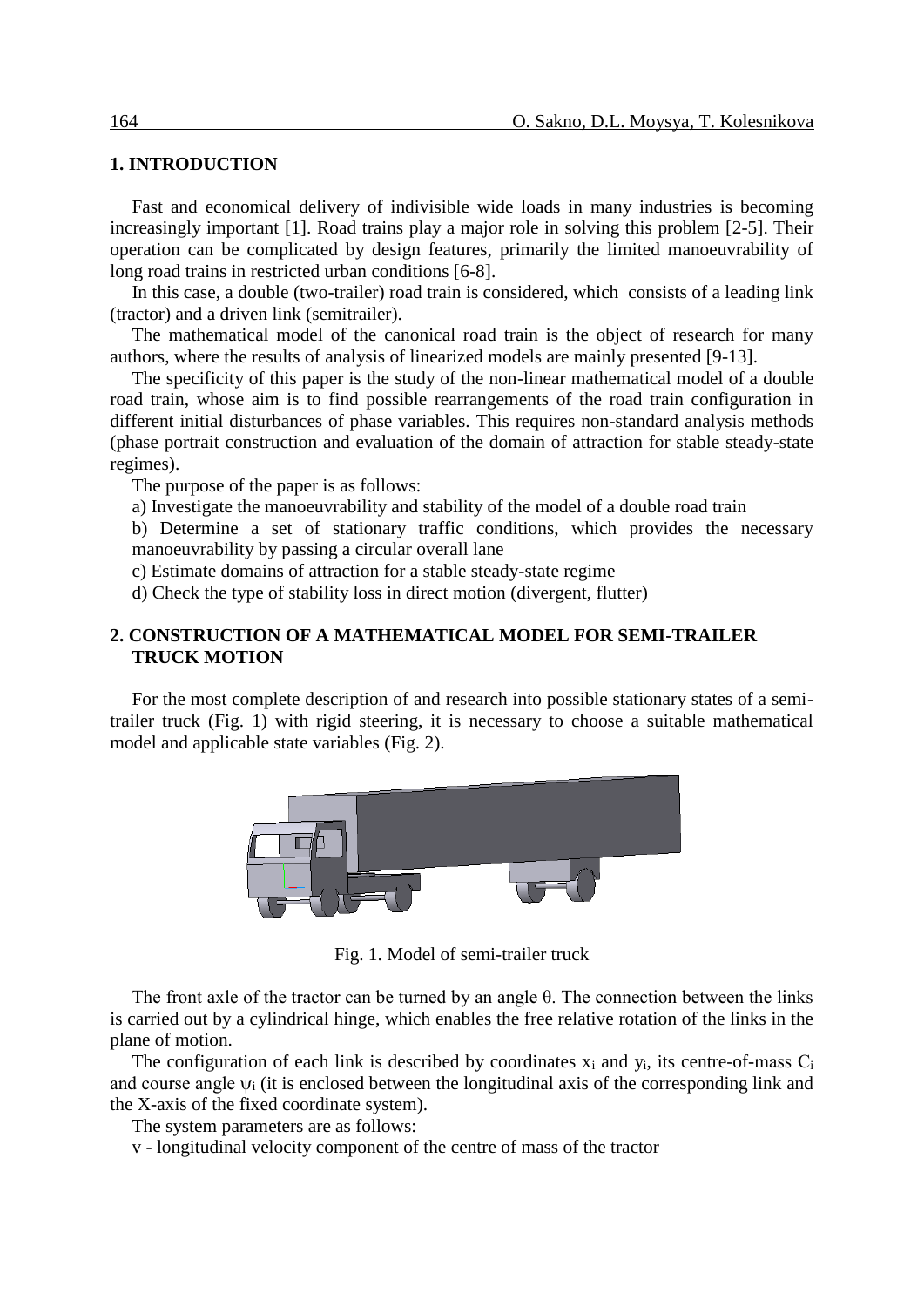## 1. INTRODUCTION

Fast and economical delivery of indivisible wide loads in many industries is becoming increasingly important [1]. Road trains play a major role in solving this problem [2-5]. Their operation can be complicated by design features, primarily the limited manoeuvrability of long road trains in restricted urban conditions [6-8].

In this case, a double (two-trailer) road train is considered, which consists of a leading link (tractor) and a driven link (semitrailer).

The mathematical model of the canonical road train is the object of research for many authors, where the results of analysis of linearized models are mainly presented [9-13].

The specificity of this paper is the study of the non-linear mathematical model of a double road train, whose aim is to find possible rearrangements of the road train configuration in different initial disturbances of phase variables. This requires non-standard analysis methods (phase portrait construction and evaluation of the domain of attraction for stable steady-state regimes).

The purpose of the paper is as follows:

a) Investigate the manoeuvrability and stability of the model of a double road train

b) Determine a set of stationary traffic conditions, which provides the necessary manoeuvrability by passing a circular overall lane

c) Estimate domains of attraction for a stable steady-state regime

d) Check the type of stability loss in direct motion (divergent, flutter)

## 2. CONSTRUCTION OF A MATHEMATICAL MODEL FOR SEMI-TRAILER TRUCK MOTION

For the most complete description of and research into possible stationary states of a semi-trailer truck (Fig. 1) with rigid steering, it is necessary to choose a suitable mathematical model and applicable state variables (Fig. 2).

Fig. 1. Model of semi-trailer truck

The front axle of the tractor can be turned by an angle $\theta$. The connection between the links is carried out by a cylindrical hinge, which enables the free relative rotation of the links in the plane of motion.

The configuration of each link is described by coordinates $x_i$ and $y_i$, its centre-of-mass $C_i$ and course angle $\psi_i$ (it is enclosed between the longitudinal axis of the corresponding link and the X-axis of the fixed coordinate system).

The system parameters are as follows:

v - longitudinal velocity component of the centre of mass of the tractor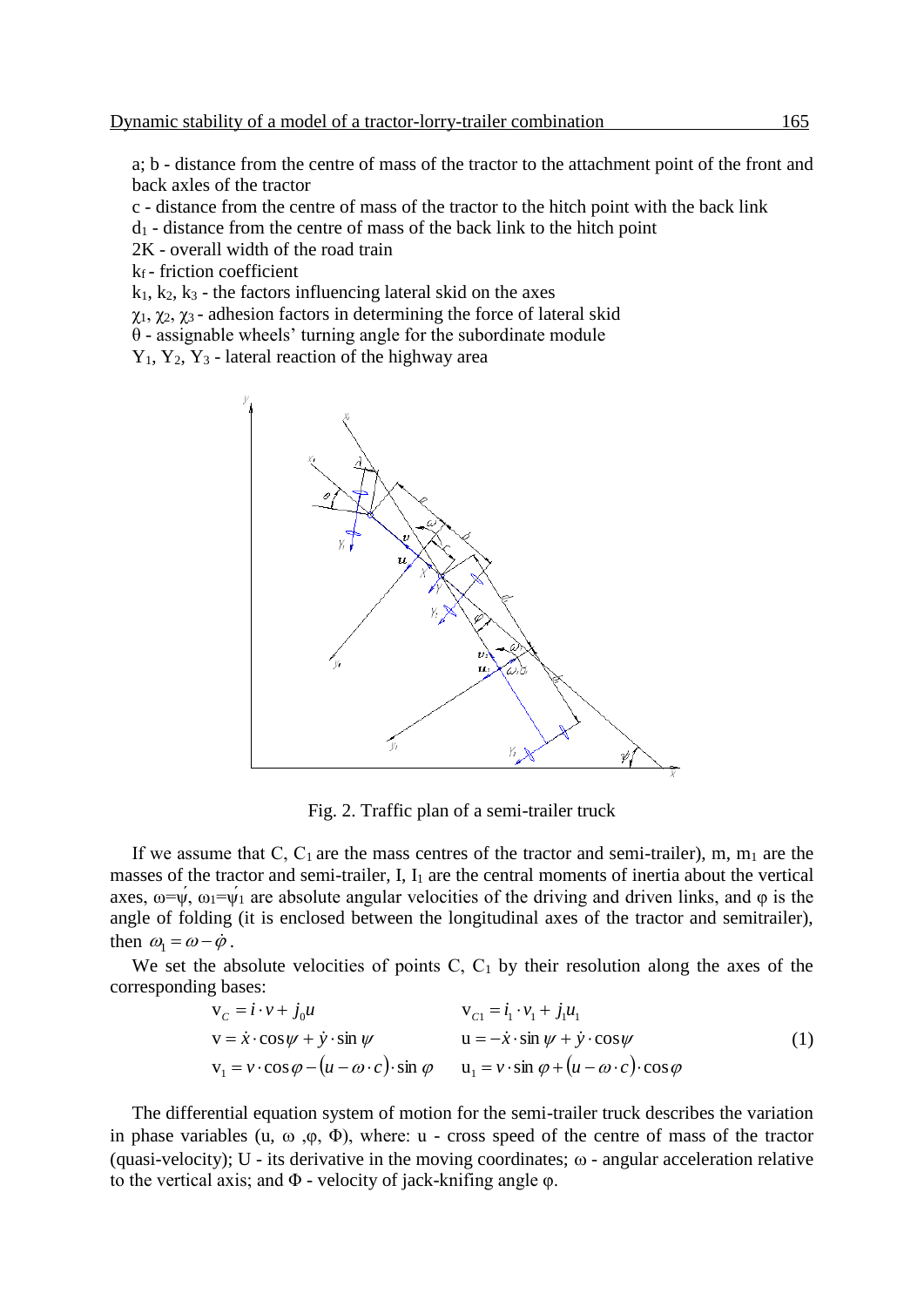a; b - distance from the centre of mass of the tractor to the attachment point of the front and back axles of the tractor

c - distance from the centre of mass of the tractor to the hitch point with the back link

$d_1$ - distance from the centre of mass of the back link to the hitch point

2K - overall width of the road train

$k_f$ - friction coefficient

$k_1$, $k_2$, $k_3$ - the factors influencing lateral skid on the axes

$\chi_1$, $\chi_2$, $\chi_3$ - adhesion factors in determining the force of lateral skid

$\theta$ - assignable wheels' turning angle for the subordinate module

$Y_1$, $Y_2$, $Y_3$ - lateral reaction of the highway area

Fig. 2. Traffic plan of a semi-trailer truck

If we assume that C, $C_1$ are the mass centres of the tractor and semi-trailer), m, $m_1$ are the masses of the tractor and semi-trailer, I, $I_1$ are the central moments of inertia about the vertical axes, $\omega=\psi'$, $\omega_1=\psi_1'$ are absolute angular velocities of the driving and driven links, and $\varphi$ is the angle of folding (it is enclosed between the longitudinal axes of the tractor and semitrailer), then $\omega_1 = \omega - \dot{\varphi}$.

We set the absolute velocities of points C, $C_1$ by their resolution along the axes of the corresponding bases:

$$
\begin{aligned}
&\mathrm{v}_C = i \cdot v + j_0 u && \mathrm{v}_{C1} = i_1 \cdot v_1 + j_1 u_1 \\
&\mathrm{v} = \dot{x} \cdot \cos\psi + \dot{y} \cdot \sin\psi && \mathrm{u} = -\dot{x} \cdot \sin\psi + \dot{y} \cdot \cos\psi \\
&\mathrm{v}_1 = v \cdot \cos\varphi - (u - \omega \cdot c) \cdot \sin\varphi && \mathrm{u}_1 = v \cdot \sin\varphi + (u - \omega \cdot c) \cdot \cos\varphi
\end{aligned}
\tag{1}
$$

The differential equation system of motion for the semi-trailer truck describes the variation in phase variables (u, $\omega$ ,$\varphi$, $\Phi$), where: u - cross speed of the centre of mass of the tractor (quasi-velocity); U - its derivative in the moving coordinates; $\omega$ - angular acceleration relative to the vertical axis; and $\Phi$ - velocity of jack-knifing angle $\varphi$.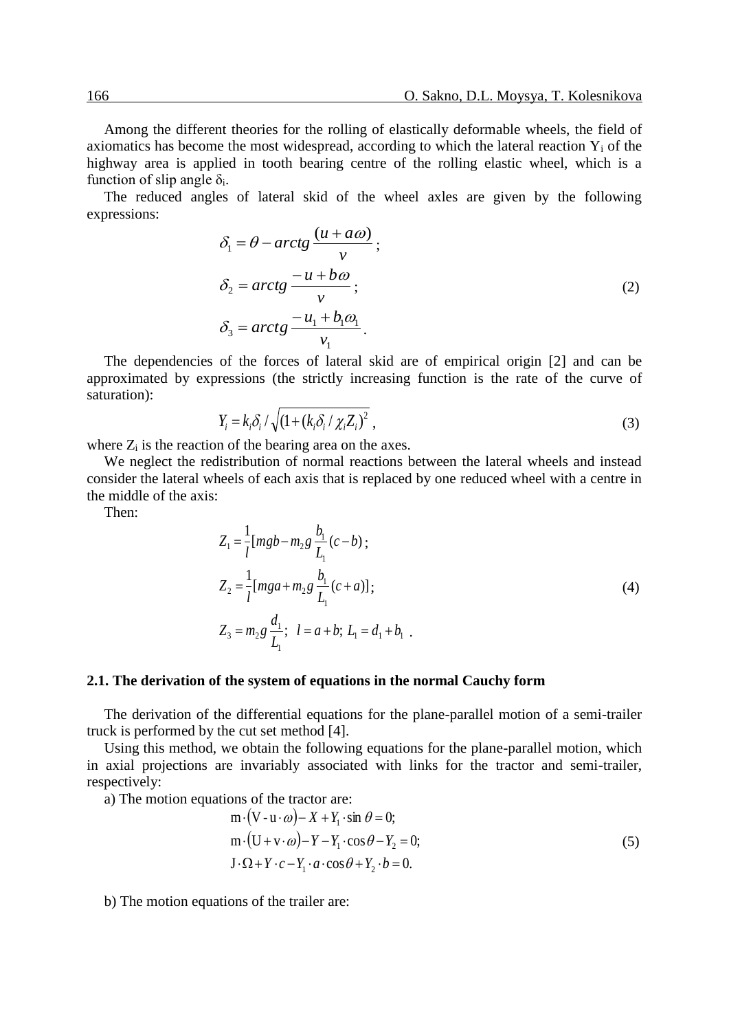Among the different theories for the rolling of elastically deformable wheels, the field of axiomatics has become the most widespread, according to which the lateral reaction $Y_i$ of the highway area is applied in tooth bearing centre of the rolling elastic wheel, which is a function of slip angle $\delta_i$.

The reduced angles of lateral skid of the wheel axles are given by the following expressions:

$$\delta_1 = \theta - arctg\,\frac{(u + a\omega)}{v};$$
$$\delta_2 = arctg\,\frac{-u + b\omega}{v}; \tag{2}$$
$$\delta_3 = arctg\,\frac{-u_1 + b_1\omega_1}{v_1}.$$

The dependencies of the forces of lateral skid are of empirical origin [2] and can be approximated by expressions (the strictly increasing function is the rate of the curve of saturation):

$$Y_i = k_i\delta_i / \sqrt{(1 + (k_i\delta_i / \chi_i Z_i)^2}, \tag{3}$$

where $Z_i$ is the reaction of the bearing area on the axes.

We neglect the redistribution of normal reactions between the lateral wheels and instead consider the lateral wheels of each axis that is replaced by one reduced wheel with a centre in the middle of the axis:

Then:

$$Z_1 = \frac{1}{l}[mgb - m_2 g\,\frac{b_1}{L_1}(c - b);$$
$$Z_2 = \frac{1}{l}[mga + m_2 g\,\frac{b_1}{L_1}(c + a)]; \tag{4}$$
$$Z_3 = m_2 g\,\frac{d_1}{L_1};\;\; l = a + b;\; L_1 = d_1 + b_1.$$

### 2.1. The derivation of the system of equations in the normal Cauchy form

The derivation of the differential equations for the plane-parallel motion of a semi-trailer truck is performed by the cut set method [4].

Using this method, we obtain the following equations for the plane-parallel motion, which in axial projections are invariably associated with links for the tractor and semi-trailer, respectively:

a) The motion equations of the tractor are:

$$\mathrm{m}\cdot(\mathrm{V} - \mathrm{u}\cdot\omega) - X + Y_1\cdot\sin\theta = 0;$$
$$\mathrm{m}\cdot(\mathrm{U} + \mathrm{v}\cdot\omega) - Y - Y_1\cdot\cos\theta - Y_2 = 0; \tag{5}$$
$$\mathrm{J}\cdot\Omega + Y\cdot c - Y_1\cdot a\cdot\cos\theta + Y_2\cdot b = 0.$$

b) The motion equations of the trailer are: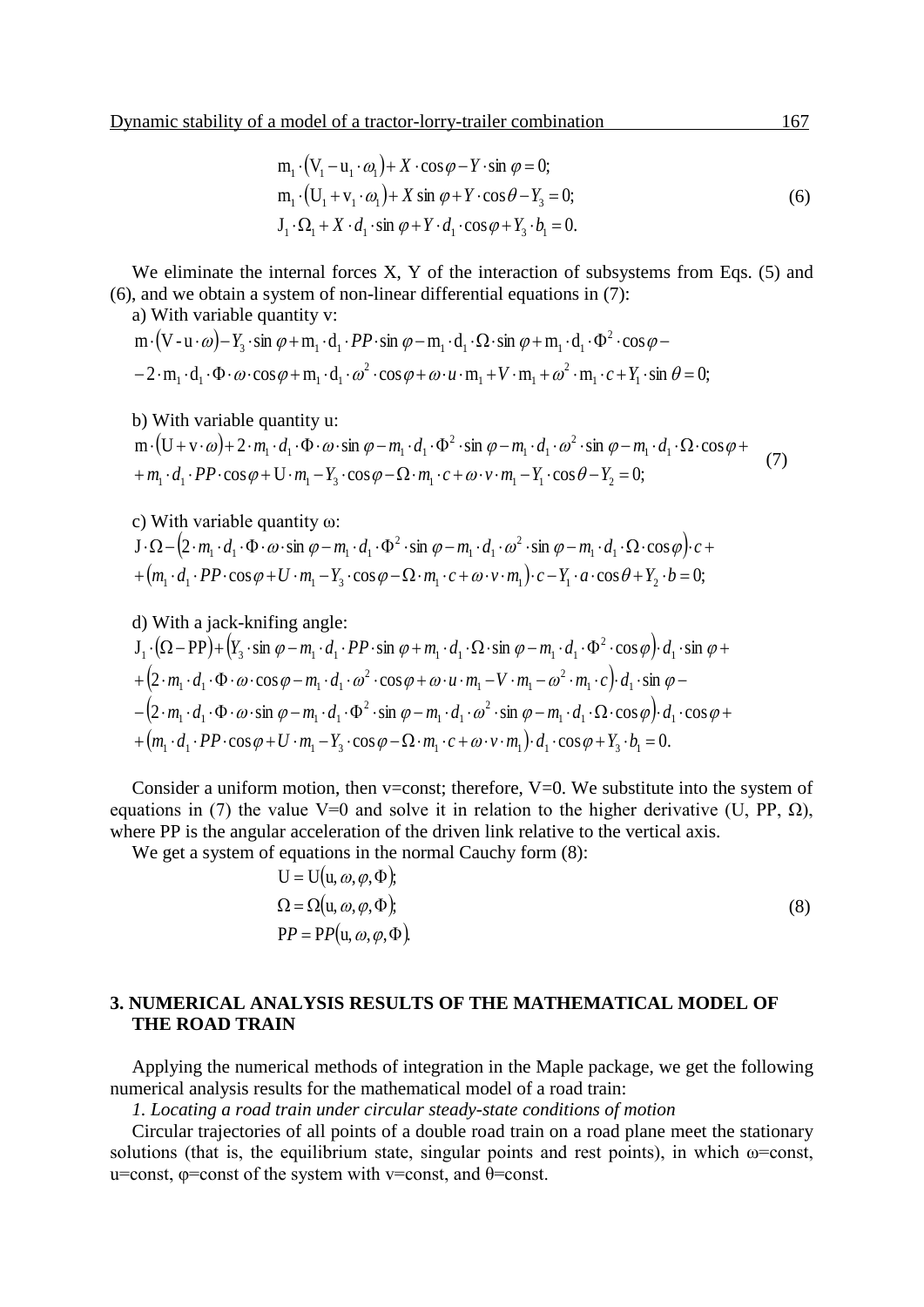$$
\begin{aligned}
&\mathrm{m_1}\cdot(\mathrm{V_1}-\mathrm{u_1}\cdot\omega_1)+X\cdot\cos\varphi-Y\cdot\sin\varphi=0;\\
&\mathrm{m_1}\cdot(\mathrm{U_1}+\mathrm{v_1}\cdot\omega_1)+X\sin\varphi+Y\cdot\cos\theta-Y_3=0;\\
&\mathrm{J_1}\cdot\Omega_1+X\cdot d_1\cdot\sin\varphi+Y\cdot d_1\cdot\cos\varphi+Y_3\cdot b_1=0.
\end{aligned}
\tag{6}
$$

We eliminate the internal forces X, Y of the interaction of subsystems from Eqs. (5) and (6), and we obtain a system of non-linear differential equations in (7):

a) With variable quantity v:

$$
\begin{aligned}
&\mathrm{m}\cdot(\mathrm{V}-\mathrm{u}\cdot\omega)-Y_3\cdot\sin\varphi+\mathrm{m_1}\cdot\mathrm{d_1}\cdot PP\cdot\sin\varphi-\mathrm{m_1}\cdot\mathrm{d_1}\cdot\Omega\cdot\sin\varphi+\mathrm{m_1}\cdot\mathrm{d_1}\cdot\Phi^2\cdot\cos\varphi-\\
&-2\cdot\mathrm{m_1}\cdot\mathrm{d_1}\cdot\Phi\cdot\omega\cdot\cos\varphi+\mathrm{m_1}\cdot\mathrm{d_1}\cdot\omega^2\cdot\cos\varphi+\omega\cdot u\cdot\mathrm{m_1}+V\cdot\mathrm{m_1}+\omega^2\cdot\mathrm{m_1}\cdot c+Y_1\cdot\sin\theta=0;
\end{aligned}
$$

b) With variable quantity u:

$$
\begin{aligned}
&\mathrm{m}\cdot(\mathrm{U}+\mathrm{v}\cdot\omega)+2\cdot m_1\cdot d_1\cdot\Phi\cdot\omega\cdot\sin\varphi-m_1\cdot d_1\cdot\Phi^2\cdot\sin\varphi-m_1\cdot d_1\cdot\omega^2\cdot\sin\varphi-m_1\cdot d_1\cdot\Omega\cdot\cos\varphi+\\
&+m_1\cdot d_1\cdot PP\cdot\cos\varphi+\mathrm{U}\cdot m_1-Y_3\cdot\cos\varphi-\Omega\cdot m_1\cdot c+\omega\cdot v\cdot m_1-Y_1\cdot\cos\theta-Y_2=0;
\end{aligned}
\tag{7}
$$

c) With variable quantity ω:

$$
\begin{aligned}
&\mathrm{J}\cdot\Omega-\left(2\cdot m_1\cdot d_1\cdot\Phi\cdot\omega\cdot\sin\varphi-m_1\cdot d_1\cdot\Phi^2\cdot\sin\varphi-m_1\cdot d_1\cdot\omega^2\cdot\sin\varphi-m_1\cdot d_1\cdot\Omega\cdot\cos\varphi\right)\cdot c+\\
&+\left(m_1\cdot d_1\cdot PP\cdot\cos\varphi+U\cdot m_1-Y_3\cdot\cos\varphi-\Omega\cdot m_1\cdot c+\omega\cdot v\cdot m_1\right)\cdot c-Y_1\cdot a\cdot\cos\theta+Y_2\cdot b=0;
\end{aligned}
$$

d) With a jack-knifing angle:

$$
\begin{aligned}
&\mathrm{J_1}\cdot(\Omega-\mathrm{PP})+\left(Y_3\cdot\sin\varphi-m_1\cdot d_1\cdot PP\cdot\sin\varphi+m_1\cdot d_1\cdot\Omega\cdot\sin\varphi-m_1\cdot d_1\cdot\Phi^2\cdot\cos\varphi\right)\cdot d_1\cdot\sin\varphi+\\
&+\left(2\cdot m_1\cdot d_1\cdot\Phi\cdot\omega\cdot\cos\varphi-m_1\cdot d_1\cdot\omega^2\cdot\cos\varphi+\omega\cdot u\cdot m_1-V\cdot m_1-\omega^2\cdot m_1\cdot c\right)\cdot d_1\cdot\sin\varphi-\\
&-\left(2\cdot m_1\cdot d_1\cdot\Phi\cdot\omega\cdot\sin\varphi-m_1\cdot d_1\cdot\Phi^2\cdot\sin\varphi-m_1\cdot d_1\cdot\omega^2\cdot\sin\varphi-m_1\cdot d_1\cdot\Omega\cdot\cos\varphi\right)\cdot d_1\cdot\cos\varphi+\\
&+\left(m_1\cdot d_1\cdot PP\cdot\cos\varphi+U\cdot m_1-Y_3\cdot\cos\varphi-\Omega\cdot m_1\cdot c+\omega\cdot v\cdot m_1\right)\cdot d_1\cdot\cos\varphi+Y_3\cdot b_1=0.
\end{aligned}
$$

Consider a uniform motion, then v=const; therefore, V=0. We substitute into the system of equations in (7) the value V=0 and solve it in relation to the higher derivative (U, PP, Ω), where PP is the angular acceleration of the driven link relative to the vertical axis.

We get a system of equations in the normal Cauchy form (8):

$$
\begin{aligned}
&\mathrm{U}=\mathrm{U}(\mathrm{u},\omega,\varphi,\Phi);\\
&\Omega=\Omega(\mathrm{u},\omega,\varphi,\Phi);\\
&\mathrm{P}P=\mathrm{P}P(\mathrm{u},\omega,\varphi,\Phi).
\end{aligned}
\tag{8}
$$

## 3. NUMERICAL ANALYSIS RESULTS THE MATHEMATICAL MODEL OF THE ROAD TRAIN

Applying the numerical methods of integration in the Maple package, we get the following numerical analysis results for the mathematical model of a road train:

*1. Locating a road train under circular steady-state conditions of motion*

Circular trajectories of all points of a double road train on a road plane meet the stationary solutions (that is, the equilibrium state, singular points and rest points), in which ω=const, u=const, φ=const of the system with v=const, and θ=const.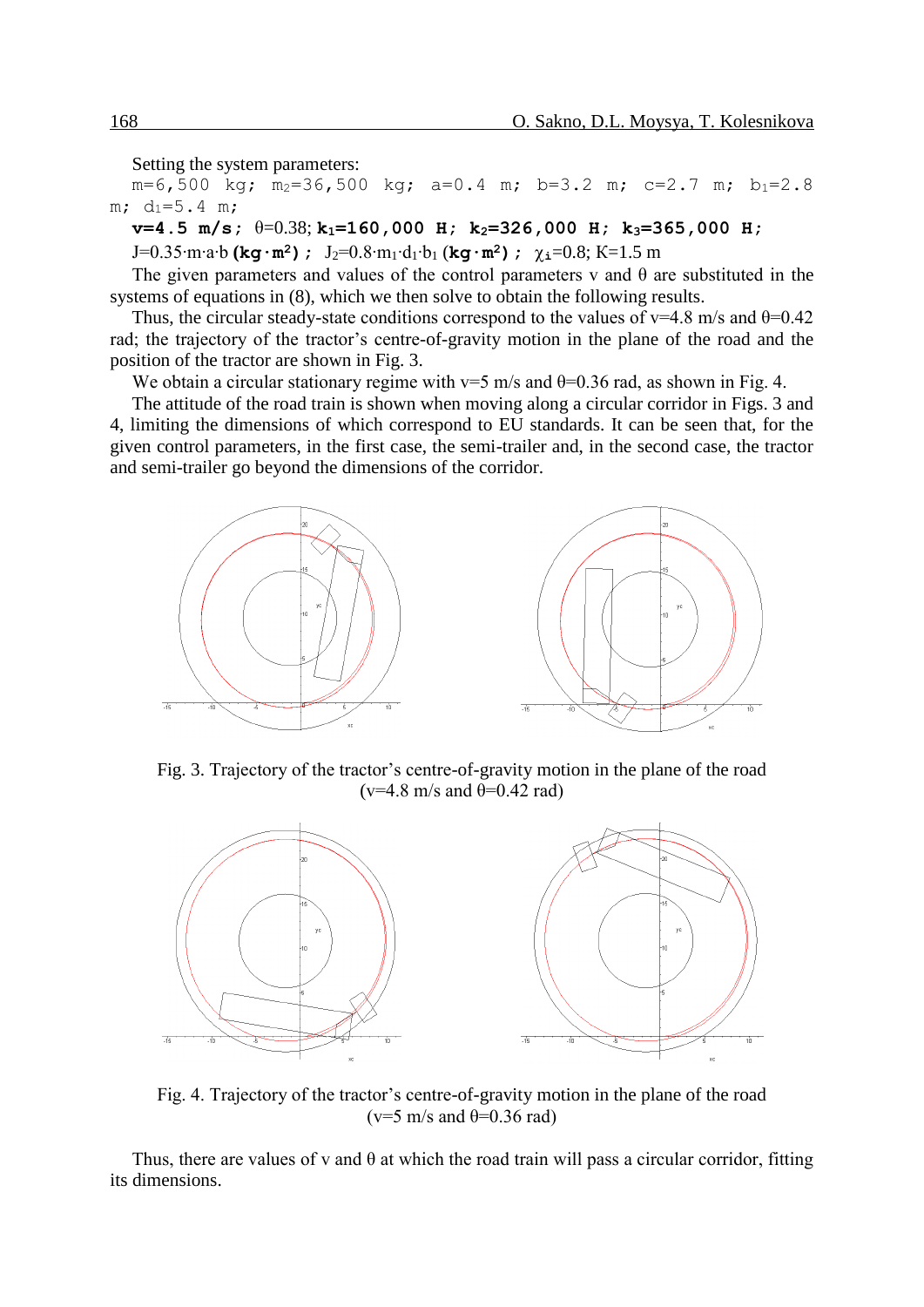Setting the system parameters:

$m$=6,500 kg; $m_2$=36,500 kg; $a$=0.4 m; $b$=3.2 m; $c$=2.7 m; $b_1$=2.8 m; $d_1$=5.4 m;

**$v$=4.5 m/s**; $\theta$=0.38; **$k_1$=160,000 H; $k_2$=326,000 H; $k_3$=365,000 H;**

$J=0.35 \cdot m \cdot a \cdot b$ **(kg·m²)**; $J_2=0.8 \cdot m_1 \cdot d_1 \cdot b_1$ **(kg·m²)**; $\chi_i$=0.8; K=1.5 m

The given parameters and values of the control parameters v and θ are substituted in the systems of equations in (8), which we then solve to obtain the following results.

Thus, the circular steady-state conditions correspond to the values of v=4.8 m/s and θ=0.42 rad; the trajectory of the tractor's centre-of-gravity motion in the plane of the road and the position of the tractor are shown in Fig. 3.

We obtain a circular stationary regime with v=5 m/s and θ=0.36 rad, as shown in Fig. 4.

The attitude of the road train is shown when moving along a circular corridor in Figs. 3 and 4, limiting the dimensions of which correspond to EU standards. It can be seen that, for the given control parameters, in the first case, the semi-trailer and, in the second case, the tractor and semi-trailer go beyond the dimensions of the corridor.

Fig. 3. Trajectory of the tractor's centre-of-gravity motion in the plane of the road (v=4.8 m/s and θ=0.42 rad)

Fig. 4. Trajectory of the tractor's centre-of-gravity motion in the plane of the road (v=5 m/s and θ=0.36 rad)

Thus, there are values of v and θ at which the road train will pass a circular corridor, fitting its dimensions.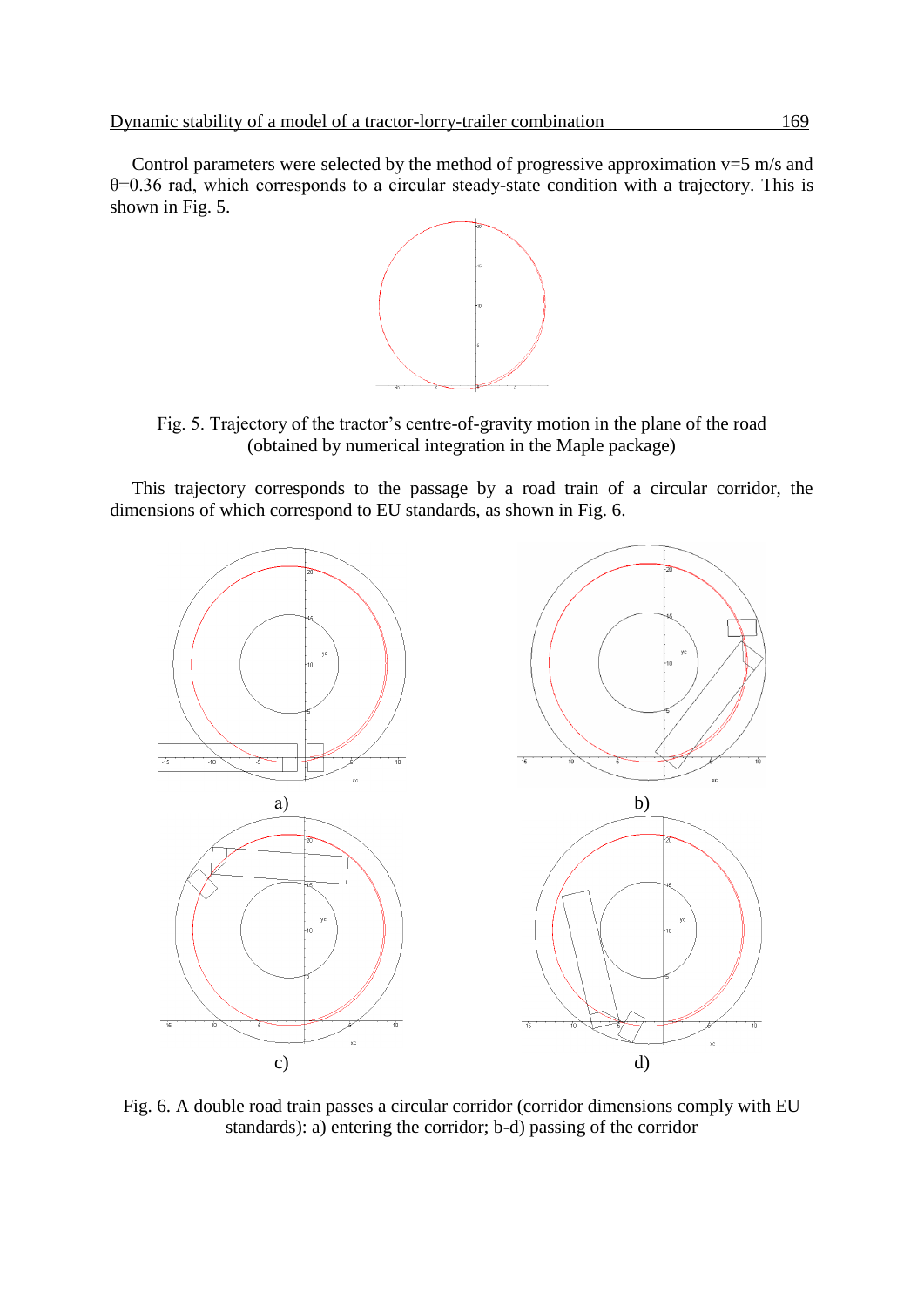Control parameters were selected by the method of progressive approximation v=5 m/s and θ=0.36 rad, which corresponds to a circular steady-state condition with a trajectory. This is shown in Fig. 5.

Fig. 5. Trajectory of the tractor's centre-of-gravity motion in the plane of the road (obtained by numerical integration in the Maple package)

This trajectory corresponds to the passage by a road train of a circular corridor, the dimensions of which correspond to EU standards, as shown in Fig. 6.

a)

b)

c)

d)

Fig. 6. A double road train passes a circular corridor (corridor dimensions comply with EU standards): a) entering the corridor; b-d) passing of the corridor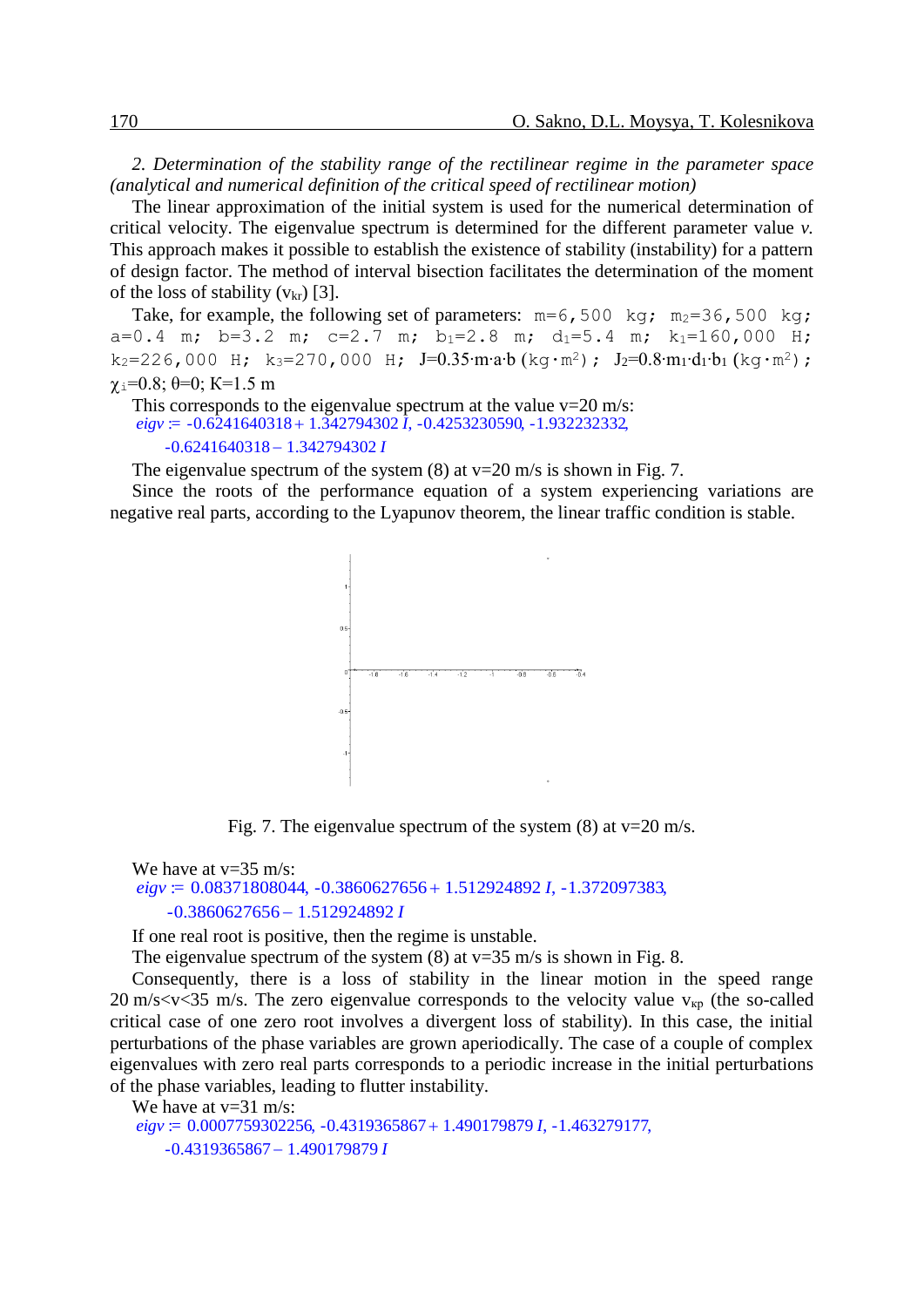*2. Determination of the stability range of the rectilinear regime in the parameter space (analytical and numerical definition of the critical speed of rectilinear motion)*

The linear approximation of the initial system is used for the numerical determination of critical velocity. The eigenvalue spectrum is determined for the different parameter value *v*. This approach makes it possible to establish the existence of stability (instability) for a pattern of design factor. The method of interval bisection facilitates the determination of the moment of the loss of stability ($v_{kr}$) [3].

Take, for example, the following set of parameters: m=6,500 kg; $m_2$=36,500 kg; a=0.4 m; b=3.2 m; c=2.7 m; $b_1$=2.8 m; $d_1$=5.4 m; $k_1$=160,000 H; $k_2$=226,000 H; $k_3$=270,000 H; $J=0.35 \cdot m \cdot a \cdot b$ (kg·m²); $J_2=0.8 \cdot m_1 \cdot d_1 \cdot b_1$ (kg·m²); $\chi_i=0.8$; $\theta=0$; K=1.5 m

This corresponds to the eigenvalue spectrum at the value v=20 m/s:

*eigv* := -0.6241640318 + 1.342794302 *I*, -0.4253230590, -1.932232332, -0.6241640318 – 1.342794302 *I*

The eigenvalue spectrum of the system (8) at v=20 m/s is shown in Fig. 7.

Since the roots of the performance equation of a system experiencing variations are negative real parts, according to the Lyapunov theorem, the linear traffic condition is stable.

Fig. 7. The eigenvalue spectrum of the system (8) at v=20 m/s.

We have at v=35 m/s:

*eigv* := 0.08371808044, -0.3860627656 + 1.512924892 *I*, -1.372097383, -0.3860627656 – 1.512924892 *I*

If one real root is positive, then the regime is unstable.

The eigenvalue spectrum of the system (8) at v=35 m/s is shown in Fig. 8.

Consequently, there is a loss of stability in the linear motion in the speed range 20 m/s<v<35 m/s. The zero eigenvalue corresponds to the velocity value $v_{кр}$ (the so-called critical case of one zero root involves a divergent loss of stability). In this case, the initial perturbations of the phase variables are grown aperiodically. The case of a couple of complex eigenvalues with zero real parts corresponds to a periodic increase in the initial perturbations of the phase variables, leading to flutter instability.

We have at v=31 m/s:

*eigv* := 0.0007759302256, -0.4319365867 + 1.490179879 *I*, -1.463279177, -0.4319365867 – 1.490179879 *I*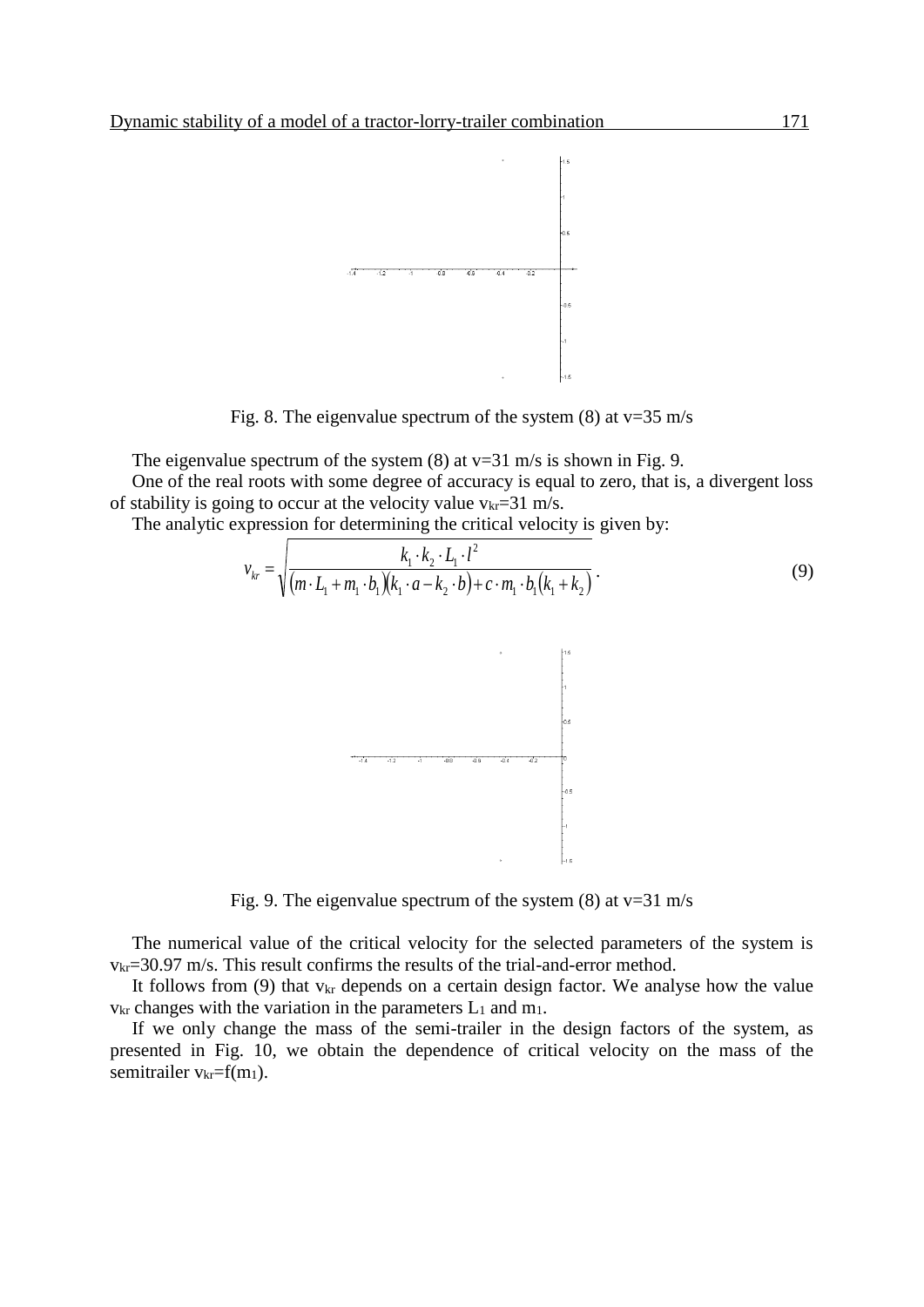Fig. 8. The eigenvalue spectrum of the system (8) at v=35 m/s

The eigenvalue spectrum of the system (8) at v=31 m/s is shown in Fig. 9.

One of the real roots with some degree of accuracy is equal to zero, that is, a divergent loss of stability is going to occur at the velocity value $v_{kr}$=31 m/s.

The analytic expression for determining the critical velocity is given by:

$$v_{kr} = \sqrt{\frac{k_1 \cdot k_2 \cdot L_1 \cdot l^2}{(m \cdot L_1 + m_1 \cdot b_1)(k_1 \cdot a - k_2 \cdot b) + c \cdot m_1 \cdot b_1 (k_1 + k_2)}}. \tag{9}$$

Fig. 9. The eigenvalue spectrum of the system (8) at v=31 m/s

The numerical value of the critical velocity for the selected parameters of the system is $v_{kr}$=30.97 m/s. This result confirms the results of the trial-and-error method.

It follows from (9) that $v_{kr}$ depends on a certain design factor. We analyse how the value $v_{kr}$ changes with the variation in the parameters $L_1$ and $m_1$.

If we only change the mass of the semi-trailer in the design factors of the system, as presented in Fig. 10, we obtain the dependence of critical velocity on the mass of the semitrailer $v_{kr}=f(m_1)$.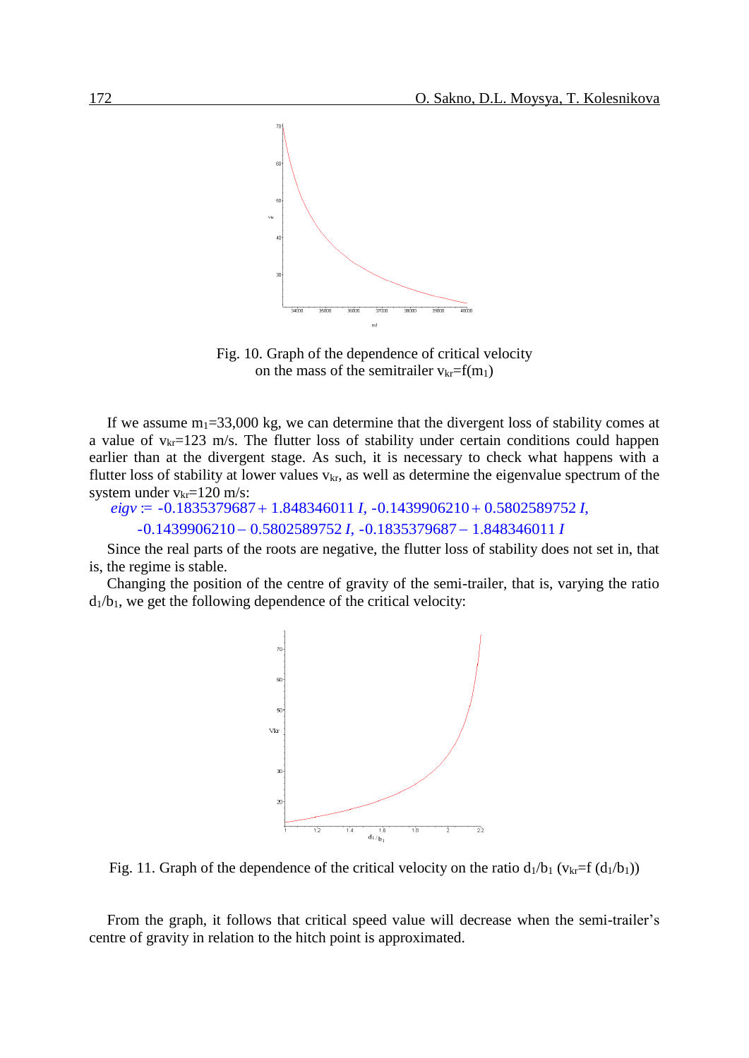Fig. 10. Graph of the dependence of critical velocity on the mass of the semitrailer $v_{kr}=f(m_1)$

If we assume $m_1$=33,000 kg, we can determine that the divergent loss of stability comes at a value of $v_{kr}$=123 m/s. The flutter loss of stability under certain conditions could happen earlier than at the divergent stage. As such, it is necessary to check what happens with a flutter loss of stability at lower values $v_{kr}$, as well as determine the eigenvalue spectrum of the system under $v_{kr}$=120 m/s:

$$eigv := -0.1835379687 + 1.848346011\,I,\ -0.1439906210 + 0.5802589752\,I,$$
$$-0.1439906210 - 0.5802589752\,I,\ -0.1835379687 - 1.848346011\,I$$

Since the real parts of the roots are negative, the flutter loss of stability does not set in, that is, the regime is stable.

Changing the position of the centre of gravity of the semi-trailer, that is, varying the ratio $d_1/b_1$, we get the following dependence of the critical velocity:

Fig. 11. Graph of the dependence of the critical velocity on the ratio $d_1/b_1$ ($v_{kr}$=f ($d_1/b_1$))

From the graph, it follows that critical speed value will decrease when the semi-trailer's centre of gravity in relation to the hitch point is approximated.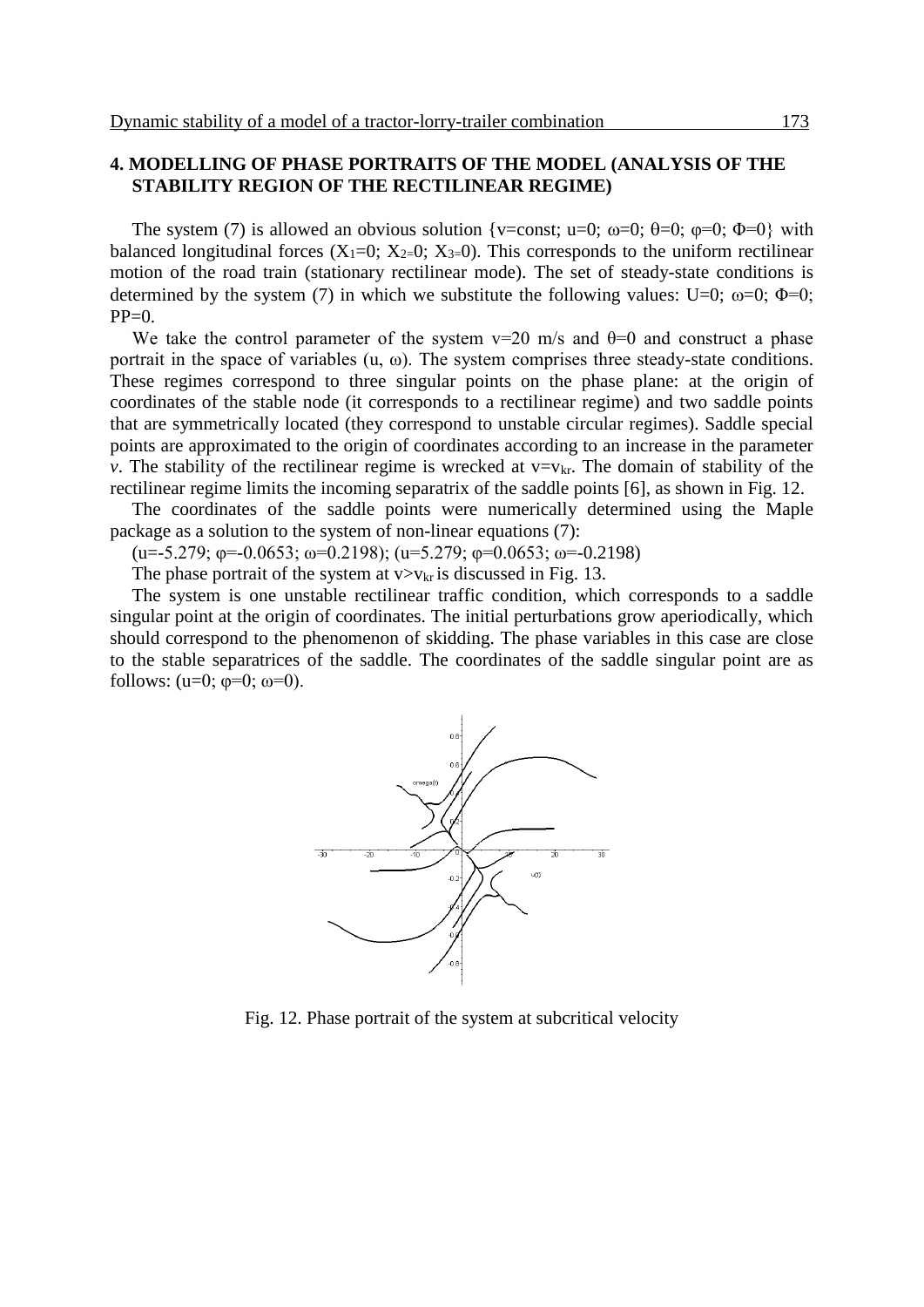## 4. MODELLING OF PHASE PORTRAITS OF THE MODEL (ANALYSIS OF THE STABILITY REGION OF THE RECTILINEAR REGIME)

The system (7) is allowed an obvious solution {v=const; u=0; ω=0; θ=0; φ=0; Φ=0} with balanced longitudinal forces ($X_1$=0; $X_2$=0; $X_3$=0). This corresponds to the uniform rectilinear motion of the road train (stationary rectilinear mode). The set of steady-state conditions is determined by the system (7) in which we substitute the following values: U=0; ω=0; Φ=0; PP=0.

We take the control parameter of the system v=20 m/s and θ=0 and construct a phase portrait in the space of variables (u, ω). The system comprises three steady-state conditions. These regimes correspond to three singular points on the phase plane: at the origin of coordinates of the stable node (it corresponds to a rectilinear regime) and two saddle points that are symmetrically located (they correspond to unstable circular regimes). Saddle special points are approximated to the origin of coordinates according to an increase in the parameter *v*. The stability of the rectilinear regime is wrecked at $v=v_{kr}$. The domain of stability of the rectilinear regime limits the incoming separatrix of the saddle points [6], as shown in Fig. 12.

The coordinates of the saddle points were numerically determined using the Maple package as a solution to the system of non-linear equations (7):

(u=-5.279; φ=-0.0653; ω=0.2198); (u=5.279; φ=0.0653; ω=-0.2198)

The phase portrait of the system at $v>v_{kr}$ is discussed in Fig. 13.

The system is one unstable rectilinear traffic condition, which corresponds to a saddle singular point at the origin of coordinates. The initial perturbations grow aperiodically, which should correspond to the phenomenon of skidding. The phase variables in this case are close to the stable separatrices of the saddle. The coordinates of the saddle singular point are as follows: (u=0; φ=0; ω=0).

Fig. 12. Phase portrait of the system at subcritical velocity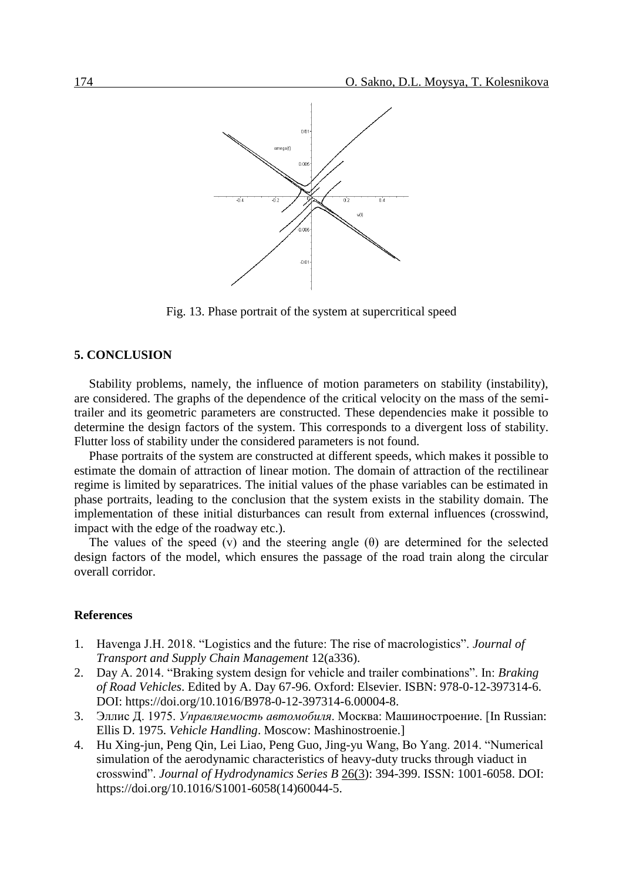Fig. 13. Phase portrait of the system at supercritical speed

## 5. CONCLUSION

Stability problems, namely, the influence of motion parameters on stability (instability), are considered. The graphs of the dependence of the critical velocity on the mass of the semi-trailer and its geometric parameters are constructed. These dependencies make it possible to determine the design factors of the system. This corresponds to a divergent loss of stability. Flutter loss of stability under the considered parameters is not found.

Phase portraits of the system are constructed at different speeds, which makes it possible to estimate the domain of attraction of linear motion. The domain of attraction of the rectilinear regime is limited by separatrices. The initial values of the phase variables can be estimated in phase portraits, leading to the conclusion that the system exists in the stability domain. The implementation of these initial disturbances can result from external influences (crosswind, impact with the edge of the roadway etc.).

The values of the speed (v) and the steering angle (θ) are determined for the selected design factors of the model, which ensures the passage of the road train along the circular overall corridor.

### References

1. Havenga J.H. 2018. "Logistics and the future: The rise of macrologistics". *Journal of Transport and Supply Chain Management* 12(a336).
2. Day A. 2014. "Braking system design for vehicle and trailer combinations". In: *Braking of Road Vehicles*. Edited by A. Day 67-96. Oxford: Elsevier. ISBN: 978-0-12-397314-6. DOI: https://doi.org/10.1016/B978-0-12-397314-6.00004-8.
3. Эллис Д. 1975. *Управляемость автомобиля*. Москва: Машиностроение. [In Russian: Ellis D. 1975. *Vehicle Handling*. Moscow: Mashinostroenie.]
4. Hu Xing-jun, Peng Qin, Lei Liao, Peng Guo, Jing-yu Wang, Bo Yang. 2014. "Numerical simulation of the aerodynamic characteristics of heavy-duty trucks through viaduct in crosswind". *Journal of Hydrodynamics Series B* 26(3): 394-399. ISSN: 1001-6058. DOI: https://doi.org/10.1016/S1001-6058(14)60044-5.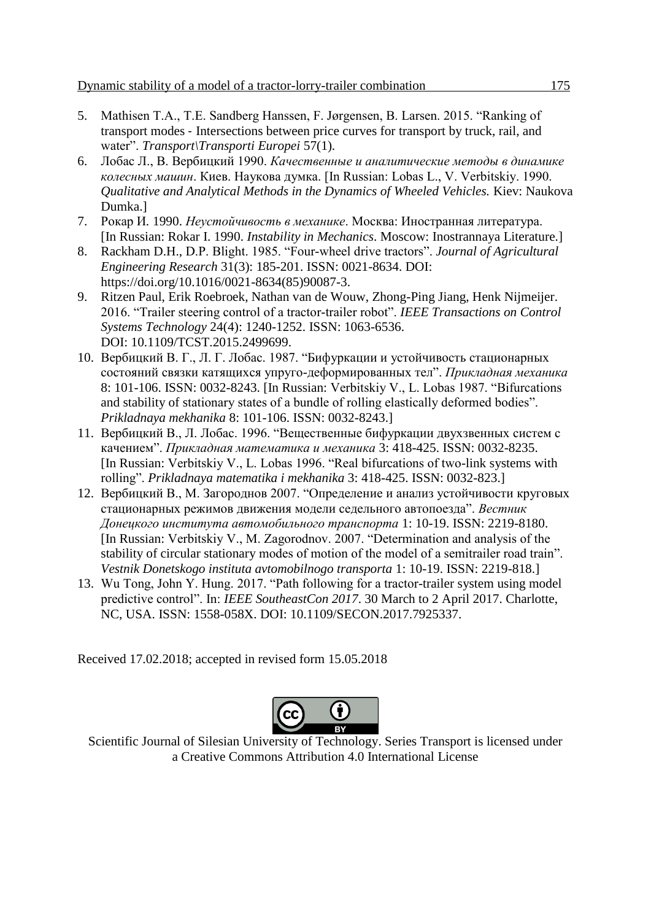5. Mathisen T.A., T.E. Sandberg Hanssen, F. Jørgensen, B. Larsen. 2015. "Ranking of transport modes - Intersections between price curves for transport by truck, rail, and water". *Transport\Transporti Europei* 57(1).
6. Лобас Л., В. Вербицкий 1990. *Качественные и аналитические методы в динамике колесных машин*. Киев. Наукова думка. [In Russian: Lobas L., V. Verbitskiy. 1990. *Qualitative and Analytical Methods in the Dynamics of Wheeled Vehicles.* Kiev: Naukova Dumka.]
7. Рокар И. 1990. *Неустойчивость в механике*. Москва: Иностранная литература. [In Russian: Rokar I. 1990. *Instability in Mechanics*. Moscow: Inostrannaya Literature.]
8. Rackham D.H., D.P. Blight. 1985. "Four-wheel drive tractors". *Journal of Agricultural Engineering Research* 31(3): 185-201. ISSN: 0021-8634. DOI: https://doi.org/10.1016/0021-8634(85)90087-3.
9. Ritzen Paul, Erik Roebroek, Nathan van de Wouw, Zhong-Ping Jiang, Henk Nijmeijer. 2016. "Trailer steering control of a tractor-trailer robot". *IEEE Transactions on Control Systems Technology* 24(4): 1240-1252. ISSN: 1063-6536. DOI: 10.1109/TCST.2015.2499699.
10. Вербицкий В. Г., Л. Г. Лобас. 1987. "Бифуркации и устойчивость стационарных состояний связки катящихся упруго-деформированных тел". *Прикладная механика* 8: 101-106. ISSN: 0032-8243. [In Russian: Verbitskiy V., L. Lobas 1987. "Bifurcations and stability of stationary states of a bundle of rolling elastically deformed bodies". *Prikladnaya mekhanika* 8: 101-106. ISSN: 0032-8243.]
11. Вербицкий В., Л. Лобас. 1996. "Вещественные бифуркации двухзвенных систем с качением". *Прикладная математика и механика* 3: 418-425. ISSN: 0032-8235. [In Russian: Verbitskiy V., L. Lobas 1996. "Real bifurcations of two-link systems with rolling". *Prikladnaya matematika i mekhanika* 3: 418-425. ISSN: 0032-823.]
12. Вербицкий В., М. Загороднов 2007. "Определение и анализ устойчивости круговых стационарных режимов движения модели седельного автопоезда". *Вестник Донецкого института автомобильного транспорта* 1: 10-19. ISSN: 2219-8180. [In Russian: Verbitskiy V., M. Zagorodnov. 2007. "Determination and analysis of the stability of circular stationary modes of motion of the model of a semitrailer road train". *Vestnik Donetskogo instituta avtomobilnogo transporta* 1: 10-19. ISSN: 2219-818.]
13. Wu Tong, John Y. Hung. 2017. "Path following for a tractor-trailer system using model predictive control". In: *IEEE SoutheastCon 2017*. 30 March to 2 April 2017. Charlotte, NC, USA. ISSN: 1558-058X. DOI: 10.1109/SECON.2017.7925337.

Received 17.02.2018; accepted in revised form 15.05.2018

Scientific Journal of Silesian University of Technology. Series Transport is licensed under a Creative Commons Attribution 4.0 International License